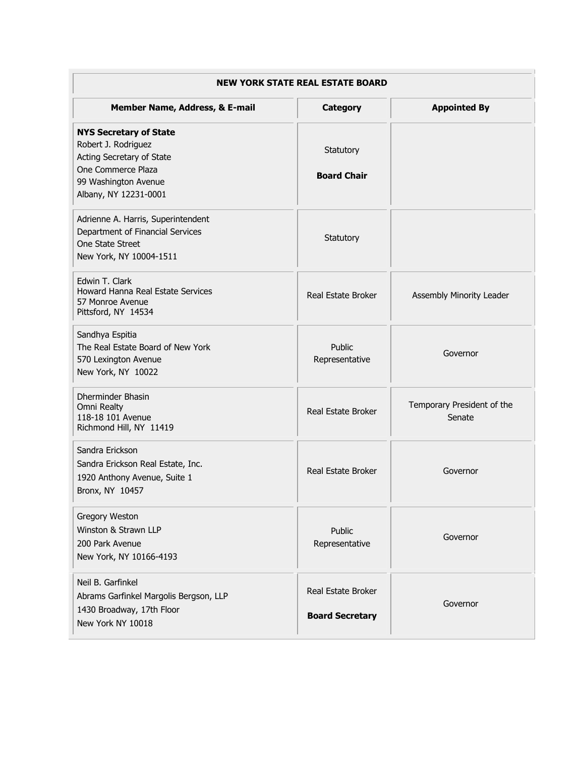| NEW YORK STATE REAL ESTATE BOARD | | |
|---|---|---|
| **Member Name, Address, & E-mail** | **Category** | **Appointed By** |
| **NYS Secretary of State**<br>Robert J. Rodriguez<br>Acting Secretary of State<br>One Commerce Plaza<br>99 Washington Avenue<br>Albany, NY 12231-0001 | Statutory<br>**Board Chair** | |
| Adrienne A. Harris, Superintendent<br>Department of Financial Services<br>One State Street<br>New York, NY 10004-1511 | Statutory | |
| Edwin T. Clark<br>Howard Hanna Real Estate Services<br>57 Monroe Avenue<br>Pittsford, NY 14534 | Real Estate Broker | Assembly Minority Leader |
| Sandhya Espitia<br>The Real Estate Board of New York<br>570 Lexington Avenue<br>New York, NY 10022 | Public Representative | Governor |
| Dherminder Bhasin<br>Omni Realty<br>118-18 101 Avenue<br>Richmond Hill, NY 11419 | Real Estate Broker | Temporary President of the Senate |
| Sandra Erickson<br>Sandra Erickson Real Estate, Inc.<br>1920 Anthony Avenue, Suite 1<br>Bronx, NY 10457 | Real Estate Broker | Governor |
| Gregory Weston<br>Winston & Strawn LLP<br>200 Park Avenue<br>New York, NY 10166-4193 | Public Representative | Governor |
| Neil B. Garfinkel<br>Abrams Garfinkel Margolis Bergson, LLP<br>1430 Broadway, 17th Floor<br>New York NY 10018 | Real Estate Broker<br>**Board Secretary** | Governor |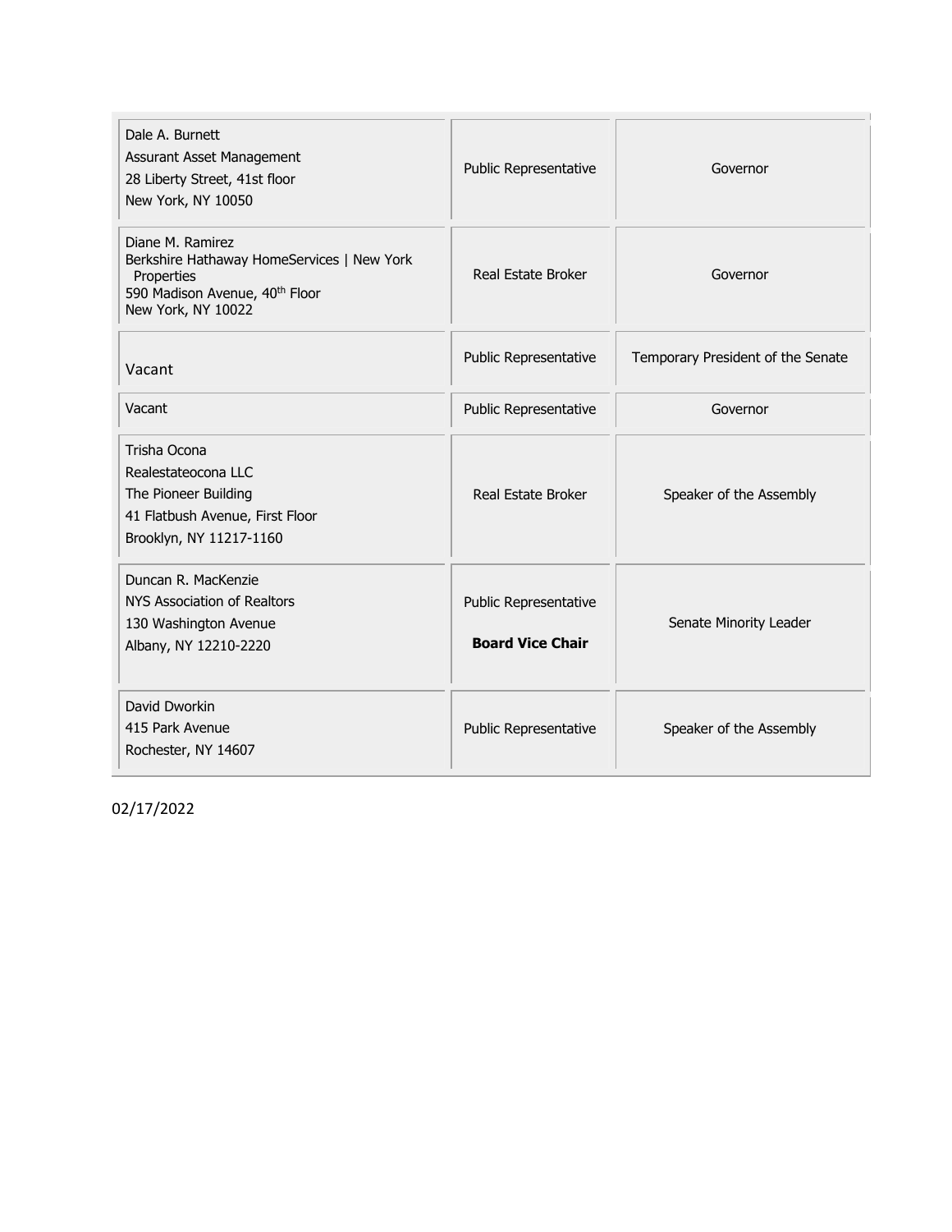| | | |
|---|---|---|
| Dale A. Burnett<br>Assurant Asset Management<br>28 Liberty Street, 41st floor<br>New York, NY 10050 | Public Representative | Governor |
| Diane M. Ramirez<br>Berkshire Hathaway HomeServices &#124; New York Properties<br>590 Madison Avenue, 40th Floor<br>New York, NY 10022 | Real Estate Broker | Governor |
| Vacant | Public Representative | Temporary President of the Senate |
| Vacant | Public Representative | Governor |
| Trisha Ocona<br>Realestateocona LLC<br>The Pioneer Building<br>41 Flatbush Avenue, First Floor<br>Brooklyn, NY 11217-1160 | Real Estate Broker | Speaker of the Assembly |
| Duncan R. MacKenzie<br>NYS Association of Realtors<br>130 Washington Avenue<br>Albany, NY 12210-2220 | Public Representative<br>**Board Vice Chair** | Senate Minority Leader |
| David Dworkin<br>415 Park Avenue<br>Rochester, NY 14607 | Public Representative | Speaker of the Assembly |

02/17/2022